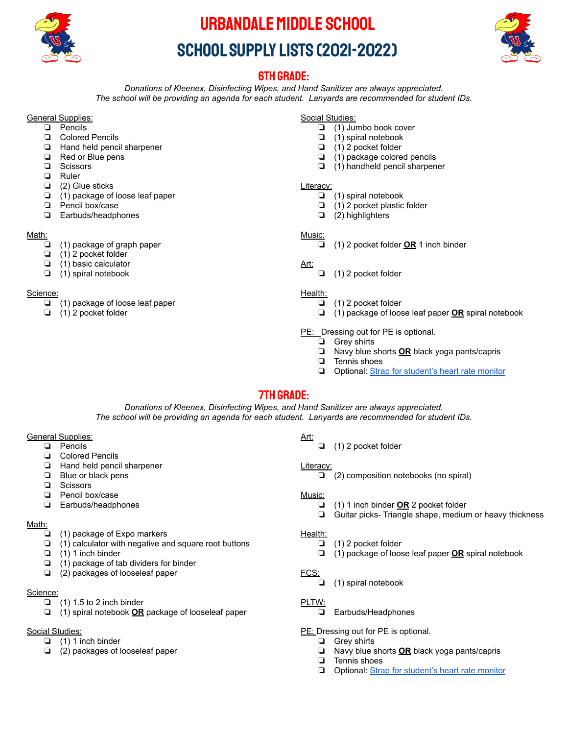# URBANDALE MIDDLE SCHOOL

# SCHOOL SUPPLY LISTS (2021-2022)

## 6TH GRADE:

*Donations of Kleenex, Disinfecting Wipes, and Hand Sanitizer are always appreciated.*
*The school will be providing an agenda for each student. Lanyards are recommended for student IDs.*

General Supplies:
- ❏ Pencils
- ❏ Colored Pencils
- ❏ Hand held pencil sharpener
- ❏ Red or Blue pens
- ❏ Scissors
- ❏ Ruler
- ❏ (2) Glue sticks
- ❏ (1) package of loose leaf paper
- ❏ Pencil box/case
- ❏ Earbuds/headphones

Math:
- ❏ (1) package of graph paper
- ❏ (1) 2 pocket folder
- ❏ (1) basic calculator
- ❏ (1) spiral notebook

Science:
- ❏ (1) package of loose leaf paper
- ❏ (1) 2 pocket folder

Social Studies:
- ❏ (1) Jumbo book cover
- ❏ (1) spiral notebook
- ❏ (1) 2 pocket folder
- ❏ (1) package colored pencils
- ❏ (1) handheld pencil sharpener

Literacy:
- ❏ (1) spiral notebook
- ❏ (1) 2 pocket plastic folder
- ❏ (2) highlighters

Music:
- ❏ (1) 2 pocket folder **OR** 1 inch binder

Art:
- ❏ (1) 2 pocket folder

Health:
- ❏ (1) 2 pocket folder
- ❏ (1) package of loose leaf paper **OR** spiral notebook

PE: Dressing out for PE is optional.
- ❏ Grey shirts
- ❏ Navy blue shorts **OR** black yoga pants/capris
- ❏ Tennis shoes
- ❏ Optional: Strap for student's heart rate monitor

## 7TH GRADE:

*Donations of Kleenex, Disinfecting Wipes, and Hand Sanitizer are always appreciated.*
*The school will be providing an agenda for each student. Lanyards are recommended for student IDs.*

General Supplies:
- ❏ Pencils
- ❏ Colored Pencils
- ❏ Hand held pencil sharpener
- ❏ Blue or black pens
- ❏ Scissors
- ❏ Pencil box/case
- ❏ Earbuds/headphones

Math:
- ❏ (1) package of Expo markers
- ❏ (1) calculator with negative and square root buttons
- ❏ (1) 1 inch binder
- ❏ (1) package of tab dividers for binder
- ❏ (2) packages of looseleaf paper

Science:
- ❏ (1) 1.5 to 2 inch binder
- ❏ (1) spiral notebook **OR** package of looseleaf paper

Social Studies:
- ❏ (1) 1 inch binder
- ❏ (2) packages of looseleaf paper

Art:
- ❏ (1) 2 pocket folder

Literacy:
- ❏ (2) composition notebooks (no spiral)

Music:
- ❏ (1) 1 inch binder **OR** 2 pocket folder
- ❏ Guitar picks- Triangle shape, medium or heavy thickness

Health:
- ❏ (1) 2 pocket folder
- ❏ (1) package of loose leaf paper **OR** spiral notebook

FCS:
- ❏ (1) spiral notebook

PLTW:
- ❏ Earbuds/Headphones

PE: Dressing out for PE is optional.
- ❏ Grey shirts
- ❏ Navy blue shorts **OR** black yoga pants/capris
- ❏ Tennis shoes
- ❏ Optional: Strap for student's heart rate monitor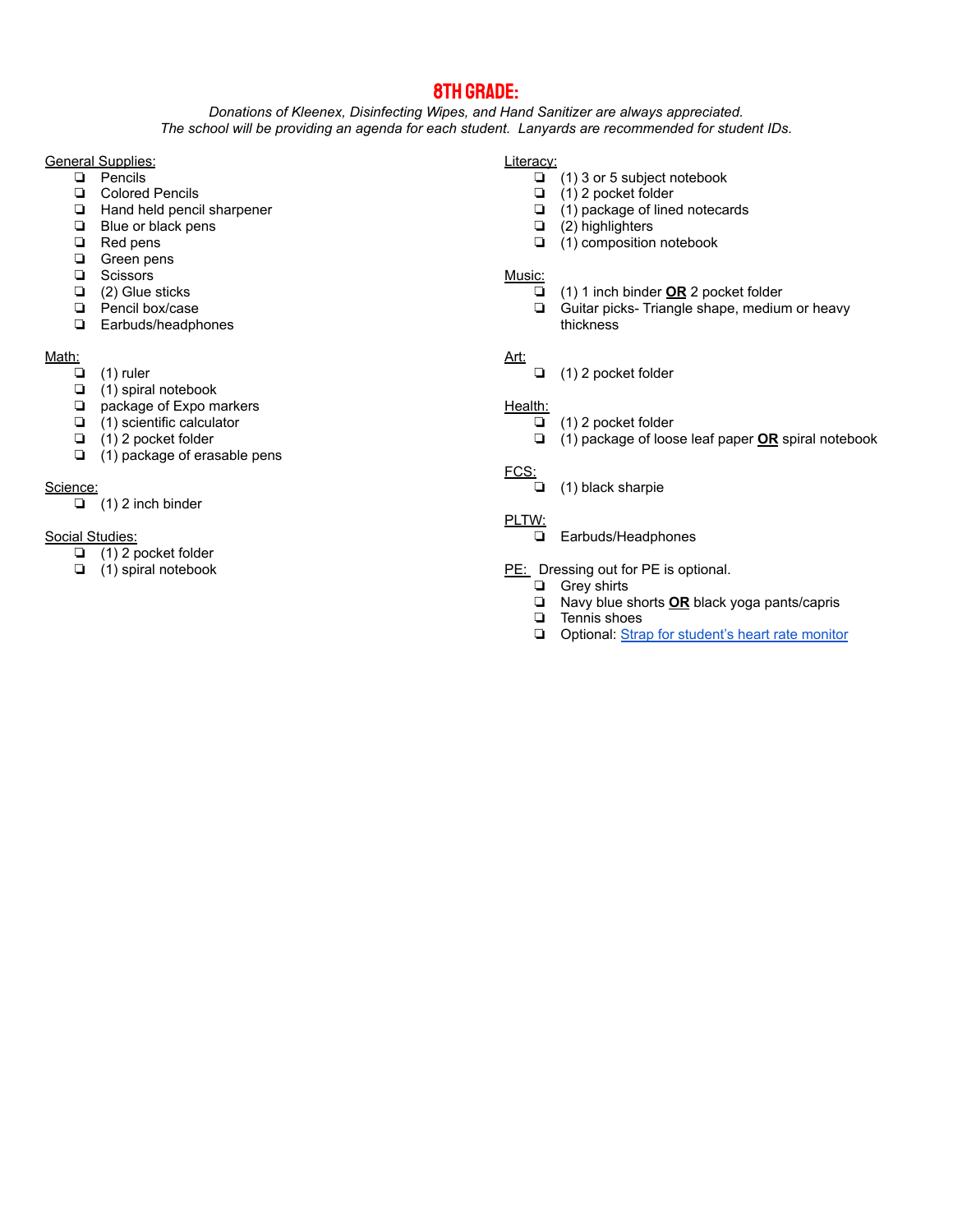# 8TH GRADE:

*Donations of Kleenex, Disinfecting Wipes, and Hand Sanitizer are always appreciated.*
*The school will be providing an agenda for each student. Lanyards are recommended for student IDs.*

General Supplies:

- ❏ Pencils
- ❏ Colored Pencils
- ❏ Hand held pencil sharpener
- ❏ Blue or black pens
- ❏ Red pens
- ❏ Green pens
- ❏ Scissors
- ❏ (2) Glue sticks
- ❏ Pencil box/case
- ❏ Earbuds/headphones

Math:

- ❏ (1) ruler
- ❏ (1) spiral notebook
- ❏ package of Expo markers
- ❏ (1) scientific calculator
- ❏ (1) 2 pocket folder
- ❏ (1) package of erasable pens

Science:

- ❏ (1) 2 inch binder

Social Studies:

- ❏ (1) 2 pocket folder
- ❏ (1) spiral notebook

Literacy:

- ❏ (1) 3 or 5 subject notebook
- ❏ (1) 2 pocket folder
- ❏ (1) package of lined notecards
- ❏ (2) highlighters
- ❏ (1) composition notebook

Music:

- ❏ (1) 1 inch binder **OR** 2 pocket folder
- ❏ Guitar picks- Triangle shape, medium or heavy thickness

Art:

- ❏ (1) 2 pocket folder

Health:

- ❏ (1) 2 pocket folder
- ❏ (1) package of loose leaf paper **OR** spiral notebook

FCS:

- ❏ (1) black sharpie

PLTW:

- ❏ Earbuds/Headphones

PE: Dressing out for PE is optional.

- ❏ Grey shirts
- ❏ Navy blue shorts **OR** black yoga pants/capris
- ❏ Tennis shoes
- ❏ Optional: Strap for student's heart rate monitor